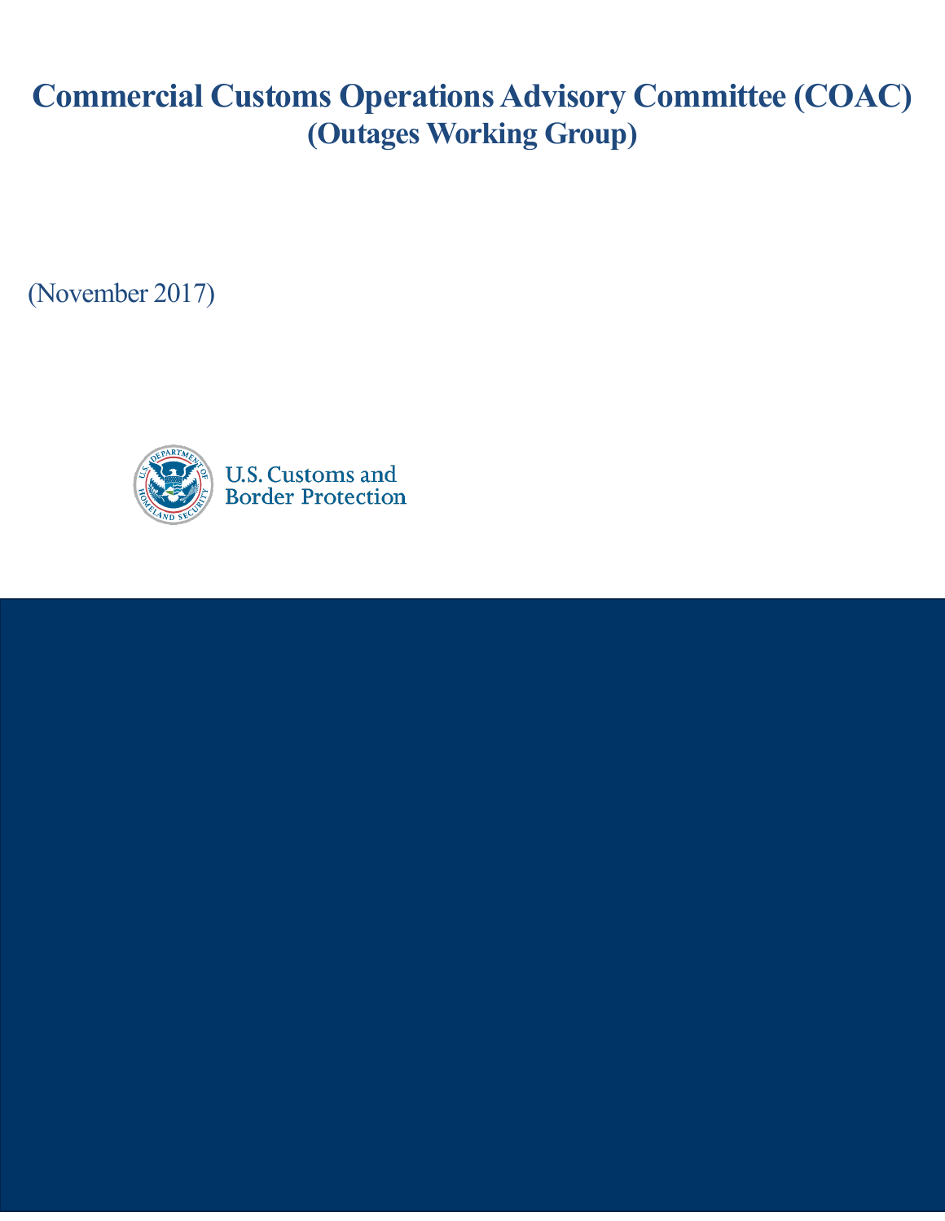# Commercial Customs Operations Advisory Committee (COAC)

## (Outages Working Group)

(November 2017)

U.S. Customs and Border Protection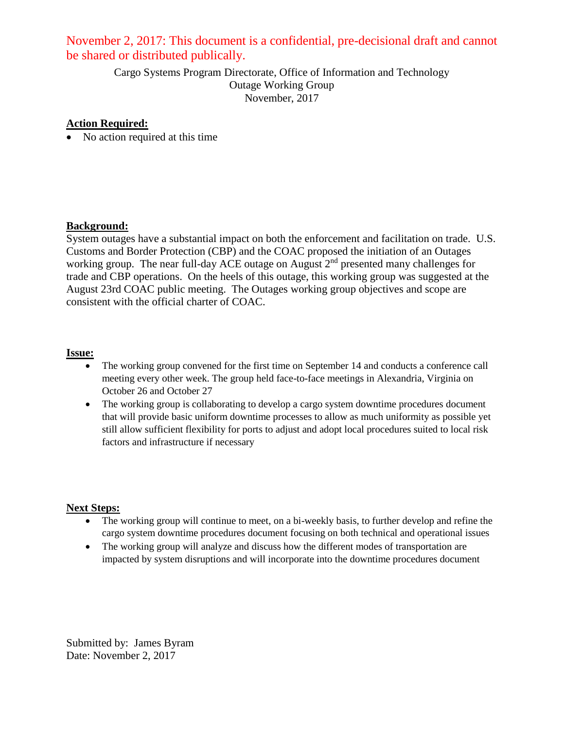November 2, 2017: This document is a confidential, pre-decisional draft and cannot be shared or distributed publically.

Cargo Systems Program Directorate, Office of Information and Technology
Outage Working Group
November, 2017

**Action Required:**

- No action required at this time

**Background:**

System outages have a substantial impact on both the enforcement and facilitation on trade. U.S. Customs and Border Protection (CBP) and the COAC proposed the initiation of an Outages working group. The near full-day ACE outage on August 2nd presented many challenges for trade and CBP operations. On the heels of this outage, this working group was suggested at the August 23rd COAC public meeting. The Outages working group objectives and scope are consistent with the official charter of COAC.

**Issue:**

- The working group convened for the first time on September 14 and conducts a conference call meeting every other week. The group held face-to-face meetings in Alexandria, Virginia on October 26 and October 27
- The working group is collaborating to develop a cargo system downtime procedures document that will provide basic uniform downtime processes to allow as much uniformity as possible yet still allow sufficient flexibility for ports to adjust and adopt local procedures suited to local risk factors and infrastructure if necessary

**Next Steps:**

- The working group will continue to meet, on a bi-weekly basis, to further develop and refine the cargo system downtime procedures document focusing on both technical and operational issues
- The working group will analyze and discuss how the different modes of transportation are impacted by system disruptions and will incorporate into the downtime procedures document

Submitted by: James Byram
Date: November 2, 2017